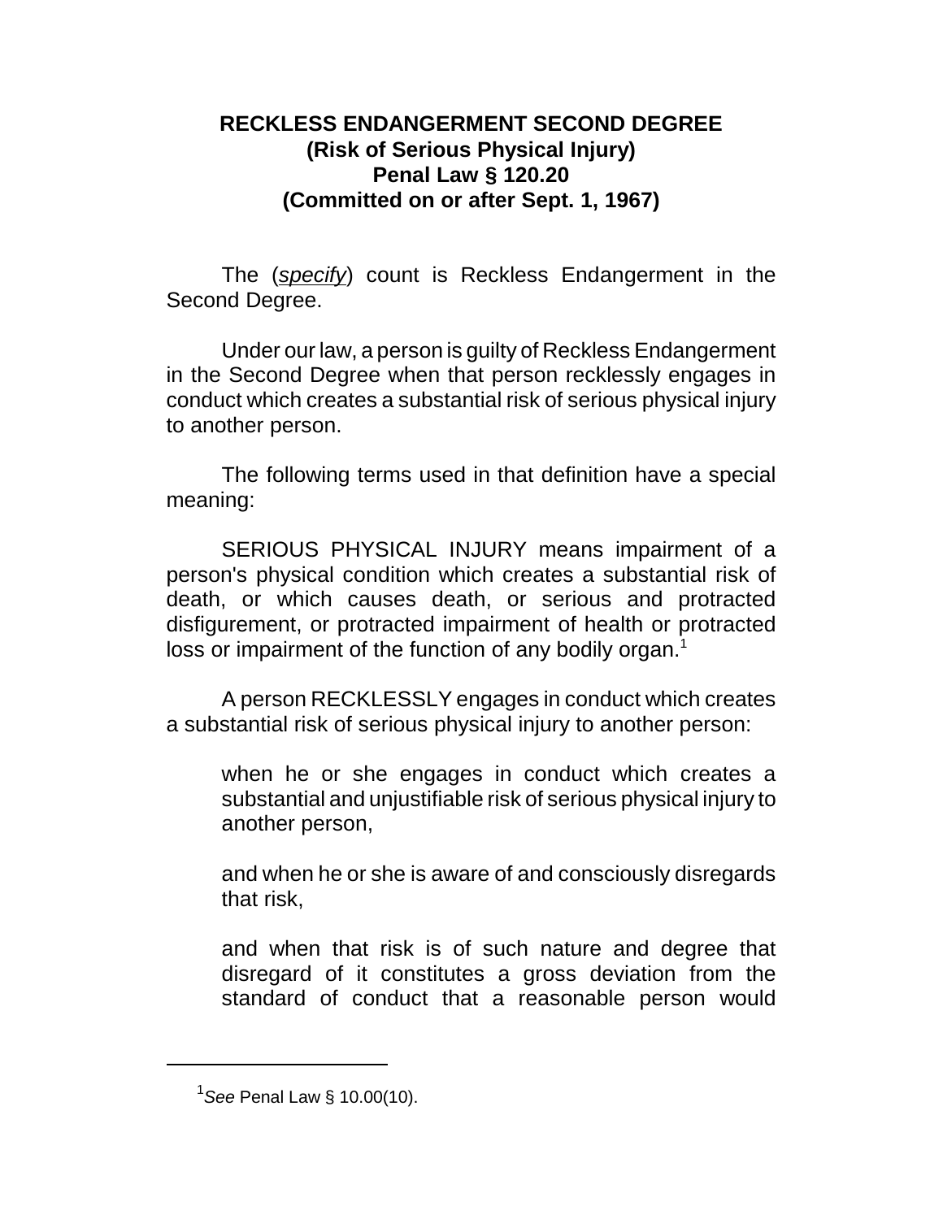**RECKLESS ENDANGERMENT SECOND DEGREE**
**(Risk of Serious Physical Injury)**
**Penal Law § 120.20**
**(Committed on or after Sept. 1, 1967)**

The (*specify*) count is Reckless Endangerment in the Second Degree.

Under our law, a person is guilty of Reckless Endangerment in the Second Degree when that person recklessly engages in conduct which creates a substantial risk of serious physical injury to another person.

The following terms used in that definition have a special meaning:

SERIOUS PHYSICAL INJURY means impairment of a person's physical condition which creates a substantial risk of death, or which causes death, or serious and protracted disfigurement, or protracted impairment of health or protracted loss or impairment of the function of any bodily organ.[1]

A person RECKLESSLY engages in conduct which creates a substantial risk of serious physical injury to another person:

> when he or she engages in conduct which creates a substantial and unjustifiable risk of serious physical injury to another person,
>
> and when he or she is aware of and consciously disregards that risk,
>
> and when that risk is of such nature and degree that disregard of it constitutes a gross deviation from the standard of conduct that a reasonable person would

---

[1] *See* Penal Law § 10.00(10).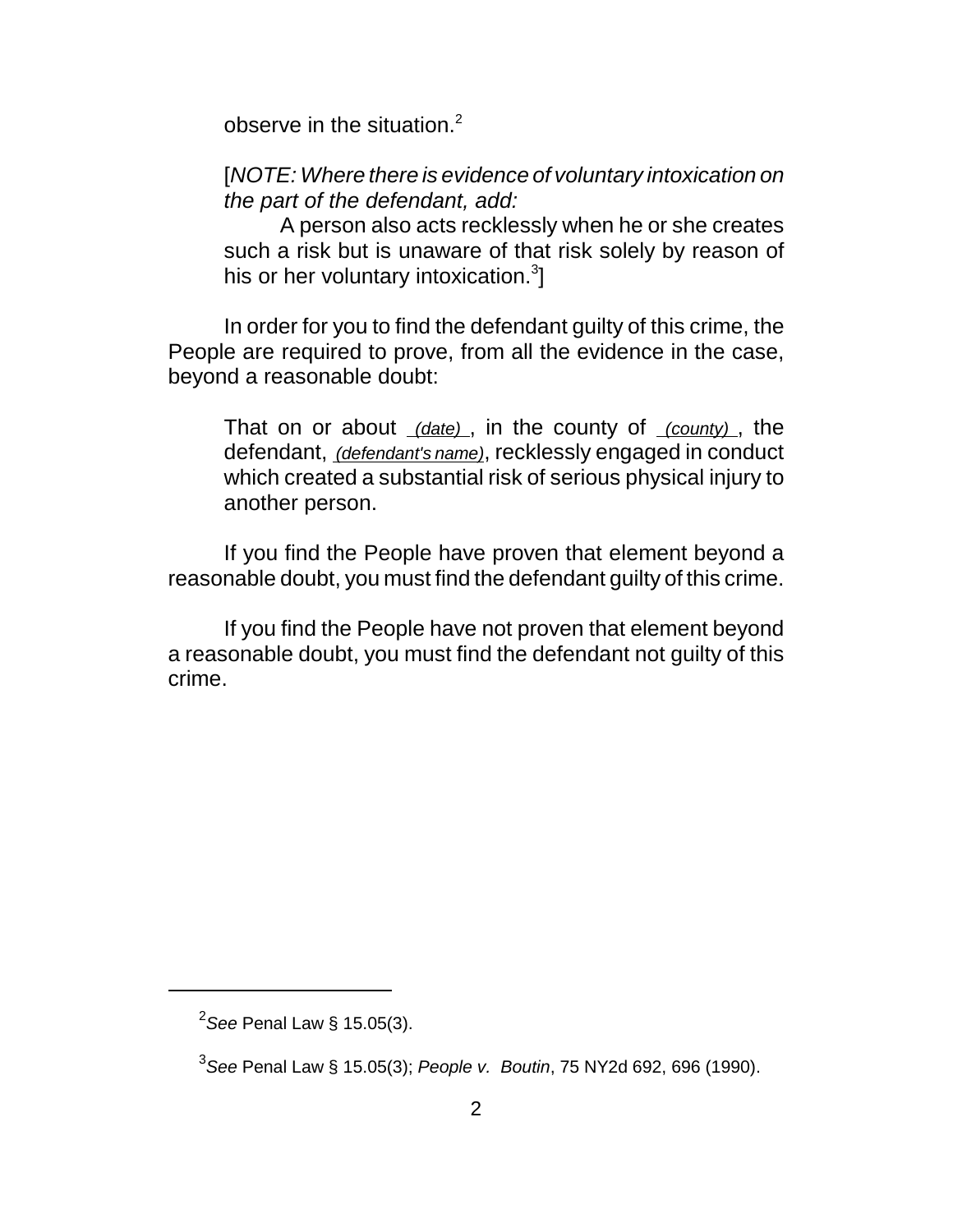observe in the situation.[2]

[*NOTE: Where there is evidence of voluntary intoxication on the part of the defendant, add:*

A person also acts recklessly when he or she creates such a risk but is unaware of that risk solely by reason of his or her voluntary intoxication.[3]]

In order for you to find the defendant guilty of this crime, the People are required to prove, from all the evidence in the case, beyond a reasonable doubt:

That on or about *(date)*, in the county of *(county)*, the defendant, *(defendant's name)*, recklessly engaged in conduct which created a substantial risk of serious physical injury to another person.

If you find the People have proven that element beyond a reasonable doubt, you must find the defendant guilty of this crime.

If you find the People have not proven that element beyond a reasonable doubt, you must find the defendant not guilty of this crime.

---

[2] *See* Penal Law § 15.05(3).

[3] *See* Penal Law § 15.05(3); *People v. Boutin*, 75 NY2d 692, 696 (1990).